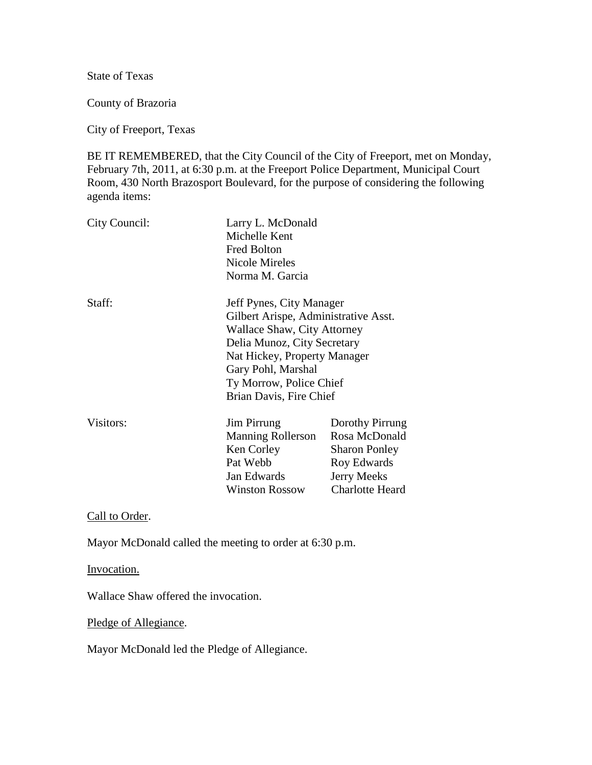State of Texas

County of Brazoria

City of Freeport, Texas

BE IT REMEMBERED, that the City Council of the City of Freeport, met on Monday, February 7th, 2011, at 6:30 p.m. at the Freeport Police Department, Municipal Court Room, 430 North Brazosport Boulevard, for the purpose of considering the following agenda items:

| | | |
|---|---|---|
| City Council: | Larry L. McDonald | |
| | Michelle Kent | |
| | Fred Bolton | |
| | Nicole Mireles | |
| | Norma M. Garcia | |
| Staff: | Jeff Pynes, City Manager | |
| | Gilbert Arispe, Administrative Asst. | |
| | Wallace Shaw, City Attorney | |
| | Delia Munoz, City Secretary | |
| | Nat Hickey, Property Manager | |
| | Gary Pohl, Marshal | |
| | Ty Morrow, Police Chief | |
| | Brian Davis, Fire Chief | |
| Visitors: | Jim Pirrung | Dorothy Pirrung |
| | Manning Rollerson | Rosa McDonald |
| | Ken Corley | Sharon Ponley |
| | Pat Webb | Roy Edwards |
| | Jan Edwards | Jerry Meeks |
| | Winston Rossow | Charlotte Heard |

<u>Call to Order</u>.

Mayor McDonald called the meeting to order at 6:30 p.m.

<u>Invocation.</u>

Wallace Shaw offered the invocation.

<u>Pledge of Allegiance</u>.

Mayor McDonald led the Pledge of Allegiance.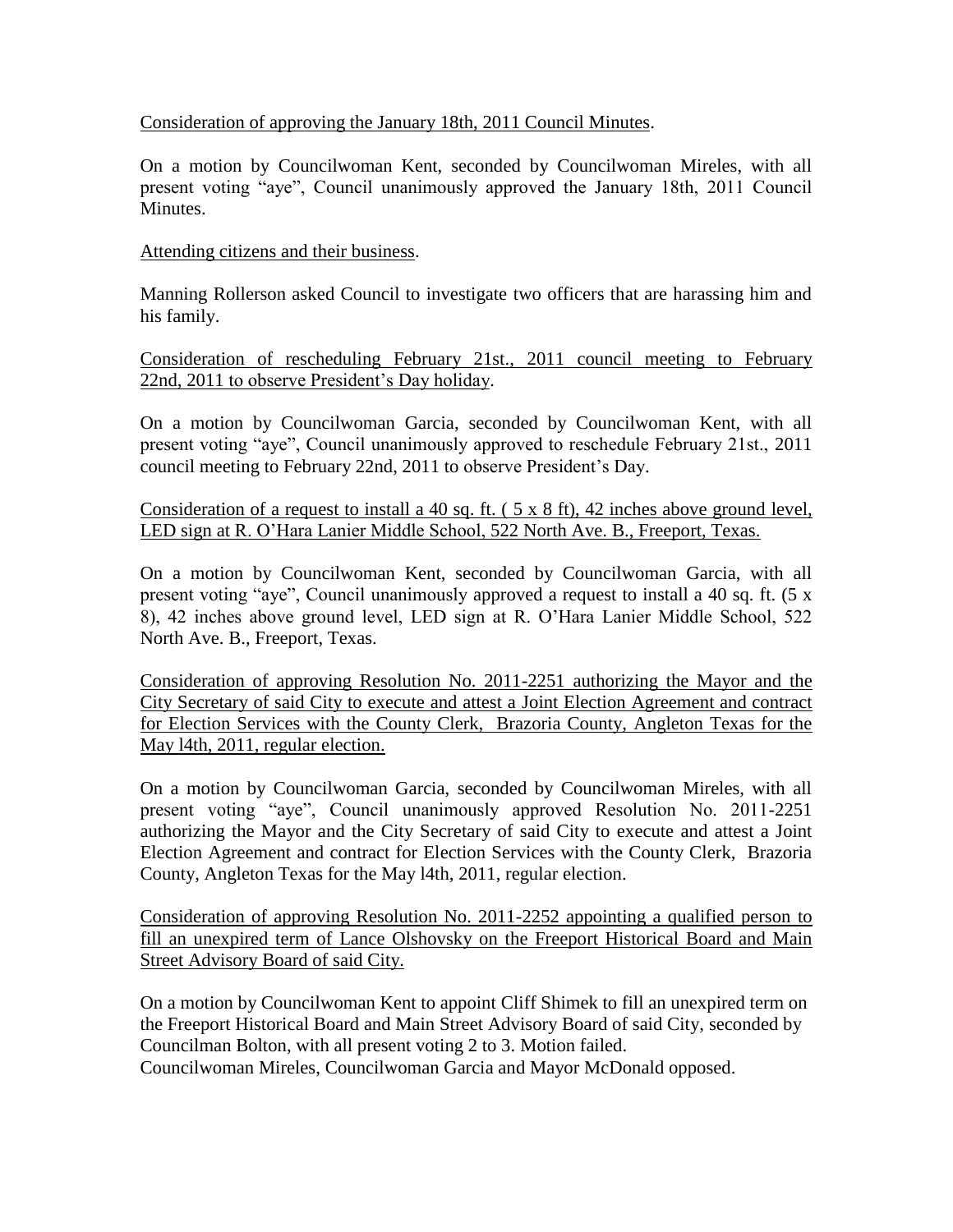<u>Consideration of approving the January 18th, 2011 Council Minutes</u>.

On a motion by Councilwoman Kent, seconded by Councilwoman Mireles, with all present voting "aye", Council unanimously approved the January 18th, 2011 Council Minutes.

<u>Attending citizens and their business</u>.

Manning Rollerson asked Council to investigate two officers that are harassing him and his family.

<u>Consideration of rescheduling February 21st., 2011 council meeting to February 22nd, 2011 to observe President's Day holiday</u>.

On a motion by Councilwoman Garcia, seconded by Councilwoman Kent, with all present voting "aye", Council unanimously approved to reschedule February 21st., 2011 council meeting to February 22nd, 2011 to observe President's Day.

<u>Consideration of a request to install a 40 sq. ft. ( 5 x 8 ft), 42 inches above ground level, LED sign at R. O'Hara Lanier Middle School, 522 North Ave. B., Freeport, Texas.</u>

On a motion by Councilwoman Kent, seconded by Councilwoman Garcia, with all present voting "aye", Council unanimously approved a request to install a 40 sq. ft. (5 x 8), 42 inches above ground level, LED sign at R. O'Hara Lanier Middle School, 522 North Ave. B., Freeport, Texas.

<u>Consideration of approving Resolution No. 2011-2251 authorizing the Mayor and the City Secretary of said City to execute and attest a Joint Election Agreement and contract for Election Services with the County Clerk, Brazoria County, Angleton Texas for the May l4th, 2011, regular election.</u>

On a motion by Councilwoman Garcia, seconded by Councilwoman Mireles, with all present voting "aye", Council unanimously approved Resolution No. 2011-2251 authorizing the Mayor and the City Secretary of said City to execute and attest a Joint Election Agreement and contract for Election Services with the County Clerk, Brazoria County, Angleton Texas for the May l4th, 2011, regular election.

<u>Consideration of approving Resolution No. 2011-2252 appointing a qualified person to fill an unexpired term of Lance Olshovsky on the Freeport Historical Board and Main Street Advisory Board of said City.</u>

On a motion by Councilwoman Kent to appoint Cliff Shimek to fill an unexpired term on the Freeport Historical Board and Main Street Advisory Board of said City, seconded by Councilman Bolton, with all present voting 2 to 3. Motion failed.
Councilwoman Mireles, Councilwoman Garcia and Mayor McDonald opposed.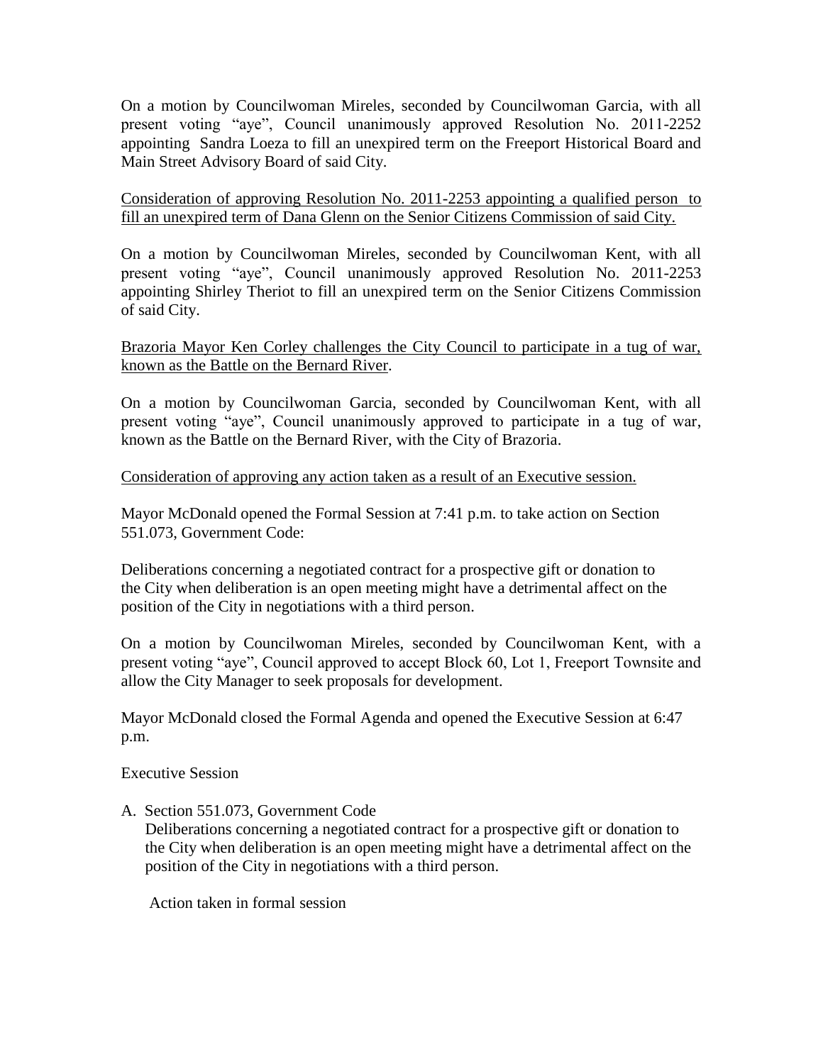On a motion by Councilwoman Mireles, seconded by Councilwoman Garcia, with all present voting "aye", Council unanimously approved Resolution No. 2011-2252 appointing Sandra Loeza to fill an unexpired term on the Freeport Historical Board and Main Street Advisory Board of said City.

<u>Consideration of approving Resolution No. 2011-2253 appointing a qualified person to fill an unexpired term of Dana Glenn on the Senior Citizens Commission of said City.</u>

On a motion by Councilwoman Mireles, seconded by Councilwoman Kent, with all present voting "aye", Council unanimously approved Resolution No. 2011-2253 appointing Shirley Theriot to fill an unexpired term on the Senior Citizens Commission of said City.

<u>Brazoria Mayor Ken Corley challenges the City Council to participate in a tug of war, known as the Battle on the Bernard River</u>.

On a motion by Councilwoman Garcia, seconded by Councilwoman Kent, with all present voting "aye", Council unanimously approved to participate in a tug of war, known as the Battle on the Bernard River, with the City of Brazoria.

<u>Consideration of approving any action taken as a result of an Executive session.</u>

Mayor McDonald opened the Formal Session at 7:41 p.m. to take action on Section 551.073, Government Code:

Deliberations concerning a negotiated contract for a prospective gift or donation to the City when deliberation is an open meeting might have a detrimental affect on the position of the City in negotiations with a third person.

On a motion by Councilwoman Mireles, seconded by Councilwoman Kent, with a present voting "aye", Council approved to accept Block 60, Lot 1, Freeport Townsite and allow the City Manager to seek proposals for development.

Mayor McDonald closed the Formal Agenda and opened the Executive Session at 6:47 p.m.

Executive Session

A. Section 551.073, Government Code
   Deliberations concerning a negotiated contract for a prospective gift or donation to the City when deliberation is an open meeting might have a detrimental affect on the position of the City in negotiations with a third person.

   Action taken in formal session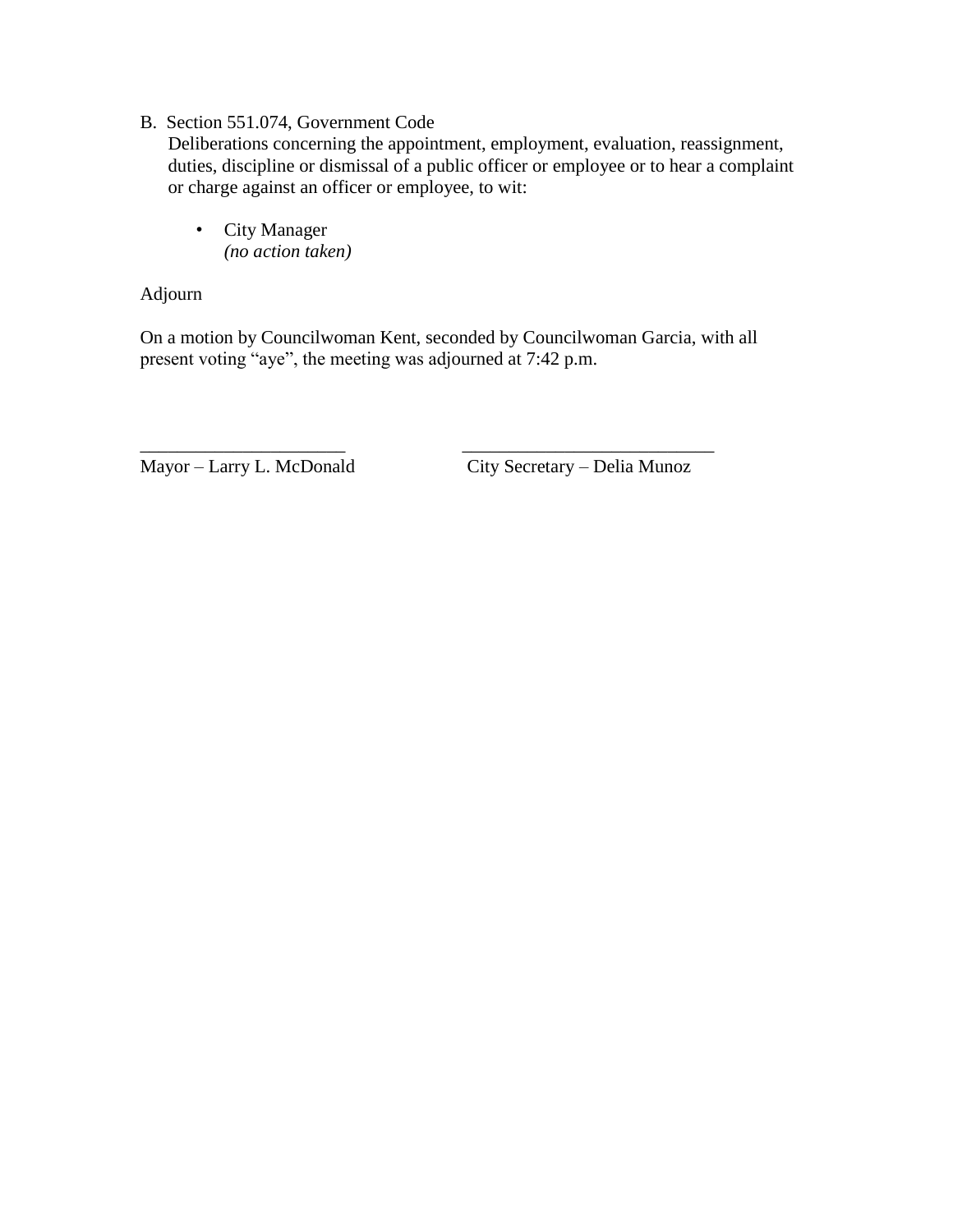B. Section 551.074, Government Code

Deliberations concerning the appointment, employment, evaluation, reassignment, duties, discipline or dismissal of a public officer or employee or to hear a complaint or charge against an officer or employee, to wit:

- City Manager
  *(no action taken)*

Adjourn

On a motion by Councilwoman Kent, seconded by Councilwoman Garcia, with all present voting "aye", the meeting was adjourned at 7:42 p.m.

______________________ Mayor – Larry L. McDonald

___________________________ City Secretary – Delia Munoz